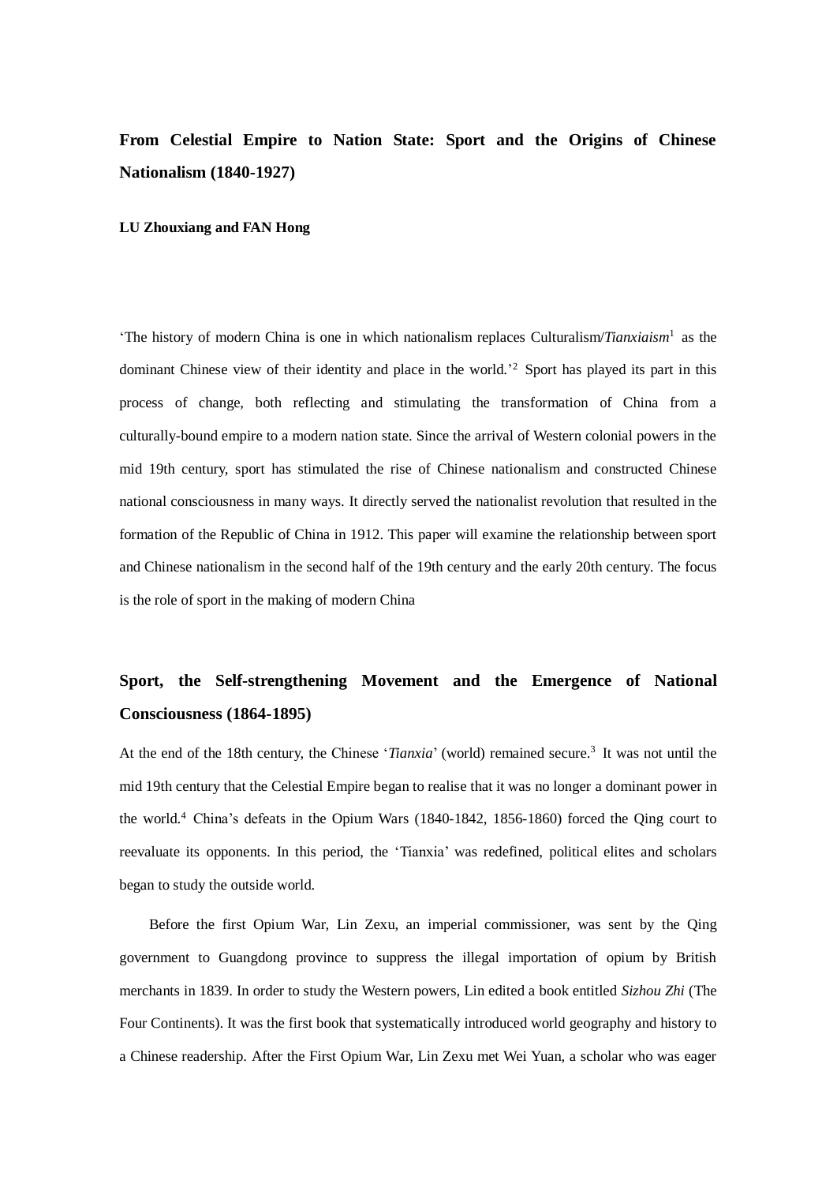# From Celestial Empire to Nation State: Sport and the Origins of Chinese Nationalism (1840-1927)

**LU Zhouxiang and FAN Hong**

'The history of modern China is one in which nationalism replaces Culturalism/*Tianxiaism*[1] as the dominant Chinese view of their identity and place in the world.'[2] Sport has played its part in this process of change, both reflecting and stimulating the transformation of China from a culturally-bound empire to a modern nation state. Since the arrival of Western colonial powers in the mid 19th century, sport has stimulated the rise of Chinese nationalism and constructed Chinese national consciousness in many ways. It directly served the nationalist revolution that resulted in the formation of the Republic of China in 1912. This paper will examine the relationship between sport and Chinese nationalism in the second half of the 19th century and the early 20th century. The focus is the role of sport in the making of modern China

## Sport, the Self-strengthening Movement and the Emergence of National Consciousness (1864-1895)

At the end of the 18th century, the Chinese '*Tianxia*' (world) remained secure.[3] It was not until the mid 19th century that the Celestial Empire began to realise that it was no longer a dominant power in the world.[4] China's defeats in the Opium Wars (1840-1842, 1856-1860) forced the Qing court to reevaluate its opponents. In this period, the 'Tianxia' was redefined, political elites and scholars began to study the outside world.

Before the first Opium War, Lin Zexu, an imperial commissioner, was sent by the Qing government to Guangdong province to suppress the illegal importation of opium by British merchants in 1839. In order to study the Western powers, Lin edited a book entitled *Sizhou Zhi* (The Four Continents). It was the first book that systematically introduced world geography and history to a Chinese readership. After the First Opium War, Lin Zexu met Wei Yuan, a scholar who was eager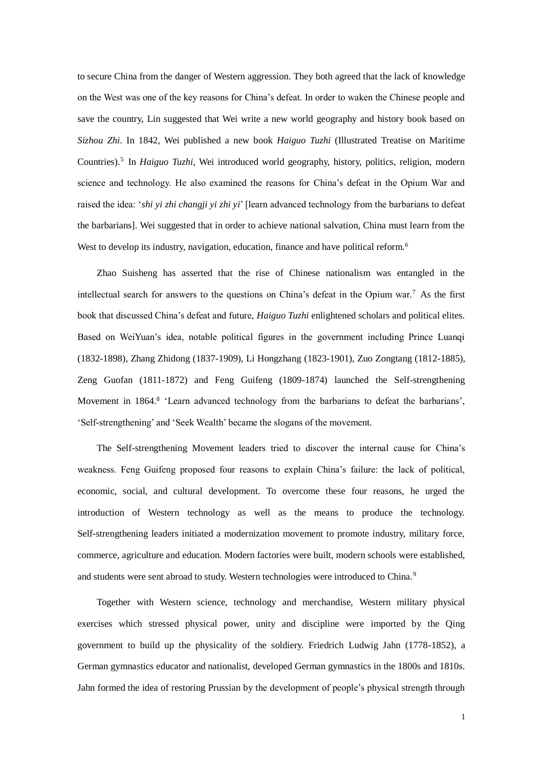to secure China from the danger of Western aggression. They both agreed that the lack of knowledge on the West was one of the key reasons for China's defeat. In order to waken the Chinese people and save the country, Lin suggested that Wei write a new world geography and history book based on *Sizhou Zhi*. In 1842, Wei published a new book *Haiguo Tuzhi* (Illustrated Treatise on Maritime Countries).[5] In *Haiguo Tuzhi*, Wei introduced world geography, history, politics, religion, modern science and technology. He also examined the reasons for China's defeat in the Opium War and raised the idea: '*shi yi zhi changji yi zhi yi*' [learn advanced technology from the barbarians to defeat the barbarians]. Wei suggested that in order to achieve national salvation, China must learn from the West to develop its industry, navigation, education, finance and have political reform.[6]

Zhao Suisheng has asserted that the rise of Chinese nationalism was entangled in the intellectual search for answers to the questions on China's defeat in the Opium war.[7] As the first book that discussed China's defeat and future, *Haiguo Tuzhi* enlightened scholars and political elites. Based on WeiYuan's idea, notable political figures in the government including Prince Luanqi (1832-1898), Zhang Zhidong (1837-1909), Li Hongzhang (1823-1901), Zuo Zongtang (1812-1885), Zeng Guofan (1811-1872) and Feng Guifeng (1809-1874) launched the Self-strengthening Movement in 1864.[8] 'Learn advanced technology from the barbarians to defeat the barbarians', 'Self-strengthening' and 'Seek Wealth' became the slogans of the movement.

The Self-strengthening Movement leaders tried to discover the internal cause for China's weakness. Feng Guifeng proposed four reasons to explain China's failure: the lack of political, economic, social, and cultural development. To overcome these four reasons, he urged the introduction of Western technology as well as the means to produce the technology. Self-strengthening leaders initiated a modernization movement to promote industry, military force, commerce, agriculture and education. Modern factories were built, modern schools were established, and students were sent abroad to study. Western technologies were introduced to China.[9]

Together with Western science, technology and merchandise, Western military physical exercises which stressed physical power, unity and discipline were imported by the Qing government to build up the physicality of the soldiery. Friedrich Ludwig Jahn (1778-1852), a German gymnastics educator and nationalist, developed German gymnastics in the 1800s and 1810s. Jahn formed the idea of restoring Prussian by the development of people's physical strength through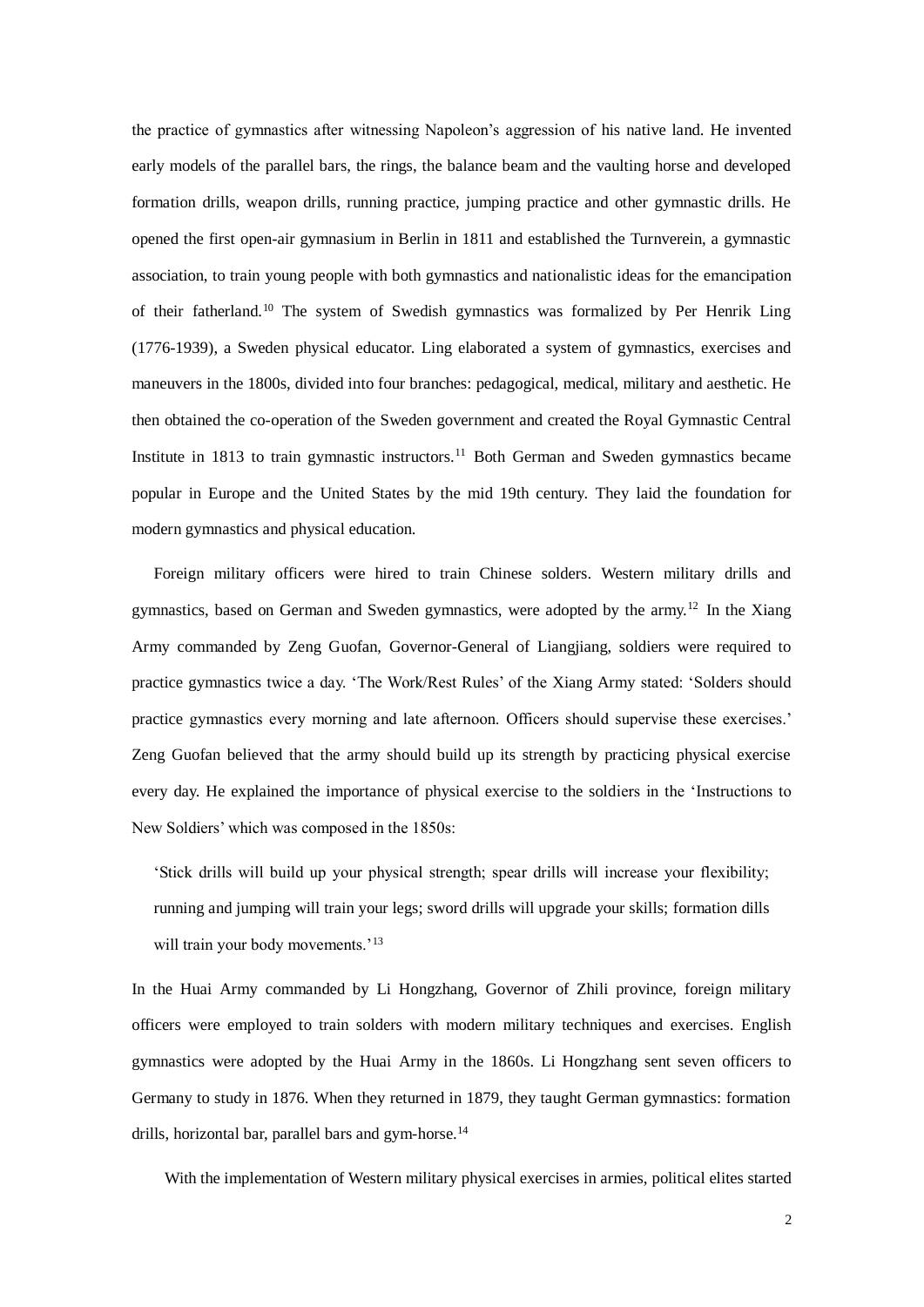the practice of gymnastics after witnessing Napoleon's aggression of his native land. He invented early models of the parallel bars, the rings, the balance beam and the vaulting horse and developed formation drills, weapon drills, running practice, jumping practice and other gymnastic drills. He opened the first open-air gymnasium in Berlin in 1811 and established the Turnverein, a gymnastic association, to train young people with both gymnastics and nationalistic ideas for the emancipation of their fatherland.[10] The system of Swedish gymnastics was formalized by Per Henrik Ling (1776-1939), a Sweden physical educator. Ling elaborated a system of gymnastics, exercises and maneuvers in the 1800s, divided into four branches: pedagogical, medical, military and aesthetic. He then obtained the co-operation of the Sweden government and created the Royal Gymnastic Central Institute in 1813 to train gymnastic instructors.[11] Both German and Sweden gymnastics became popular in Europe and the United States by the mid 19th century. They laid the foundation for modern gymnastics and physical education.

Foreign military officers were hired to train Chinese solders. Western military drills and gymnastics, based on German and Sweden gymnastics, were adopted by the army.[12] In the Xiang Army commanded by Zeng Guofan, Governor-General of Liangjiang, soldiers were required to practice gymnastics twice a day. 'The Work/Rest Rules' of the Xiang Army stated: 'Solders should practice gymnastics every morning and late afternoon. Officers should supervise these exercises.' Zeng Guofan believed that the army should build up its strength by practicing physical exercise every day. He explained the importance of physical exercise to the soldiers in the 'Instructions to New Soldiers' which was composed in the 1850s:

> 'Stick drills will build up your physical strength; spear drills will increase your flexibility; running and jumping will train your legs; sword drills will upgrade your skills; formation dills will train your body movements.'[13]

In the Huai Army commanded by Li Hongzhang, Governor of Zhili province, foreign military officers were employed to train solders with modern military techniques and exercises. English gymnastics were adopted by the Huai Army in the 1860s. Li Hongzhang sent seven officers to Germany to study in 1876. When they returned in 1879, they taught German gymnastics: formation drills, horizontal bar, parallel bars and gym-horse.[14]

With the implementation of Western military physical exercises in armies, political elites started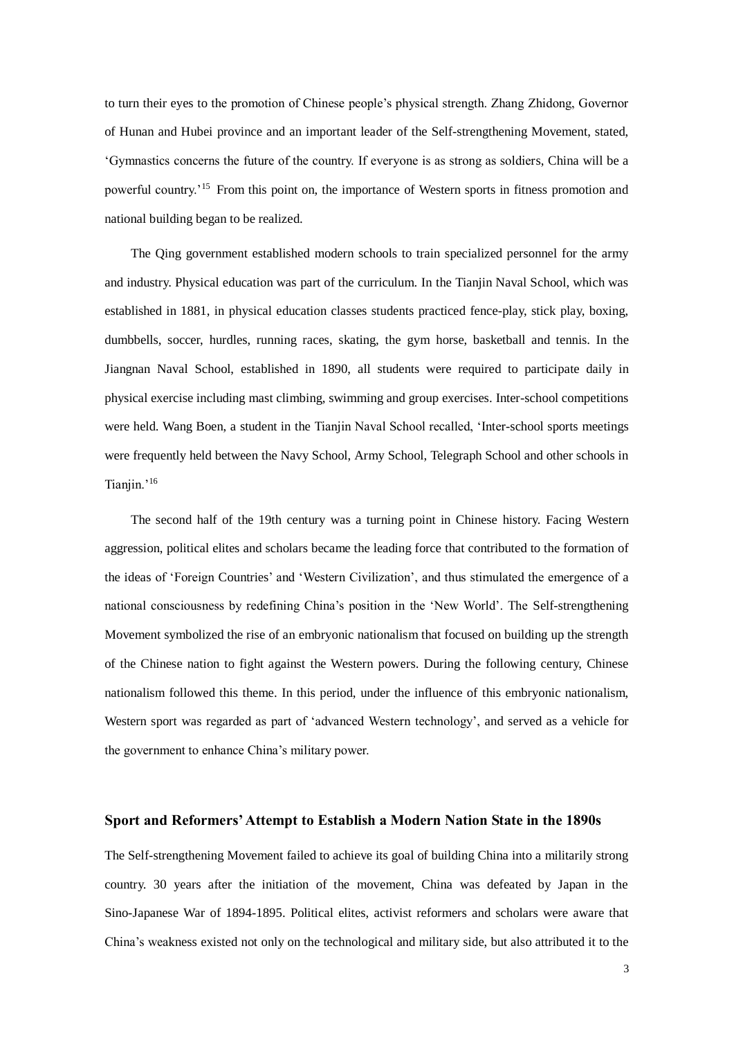to turn their eyes to the promotion of Chinese people's physical strength. Zhang Zhidong, Governor of Hunan and Hubei province and an important leader of the Self-strengthening Movement, stated, 'Gymnastics concerns the future of the country. If everyone is as strong as soldiers, China will be a powerful country.'[15] From this point on, the importance of Western sports in fitness promotion and national building began to be realized.

The Qing government established modern schools to train specialized personnel for the army and industry. Physical education was part of the curriculum. In the Tianjin Naval School, which was established in 1881, in physical education classes students practiced fence-play, stick play, boxing, dumbbells, soccer, hurdles, running races, skating, the gym horse, basketball and tennis. In the Jiangnan Naval School, established in 1890, all students were required to participate daily in physical exercise including mast climbing, swimming and group exercises. Inter-school competitions were held. Wang Boen, a student in the Tianjin Naval School recalled, 'Inter-school sports meetings were frequently held between the Navy School, Army School, Telegraph School and other schools in Tianjin.'[16]

The second half of the 19th century was a turning point in Chinese history. Facing Western aggression, political elites and scholars became the leading force that contributed to the formation of the ideas of 'Foreign Countries' and 'Western Civilization', and thus stimulated the emergence of a national consciousness by redefining China's position in the 'New World'. The Self-strengthening Movement symbolized the rise of an embryonic nationalism that focused on building up the strength of the Chinese nation to fight against the Western powers. During the following century, Chinese nationalism followed this theme. In this period, under the influence of this embryonic nationalism, Western sport was regarded as part of 'advanced Western technology', and served as a vehicle for the government to enhance China's military power.

## Sport and Reformers' Attempt to Establish a Modern Nation State in the 1890s

The Self-strengthening Movement failed to achieve its goal of building China into a militarily strong country. 30 years after the initiation of the movement, China was defeated by Japan in the Sino-Japanese War of 1894-1895. Political elites, activist reformers and scholars were aware that China's weakness existed not only on the technological and military side, but also attributed it to the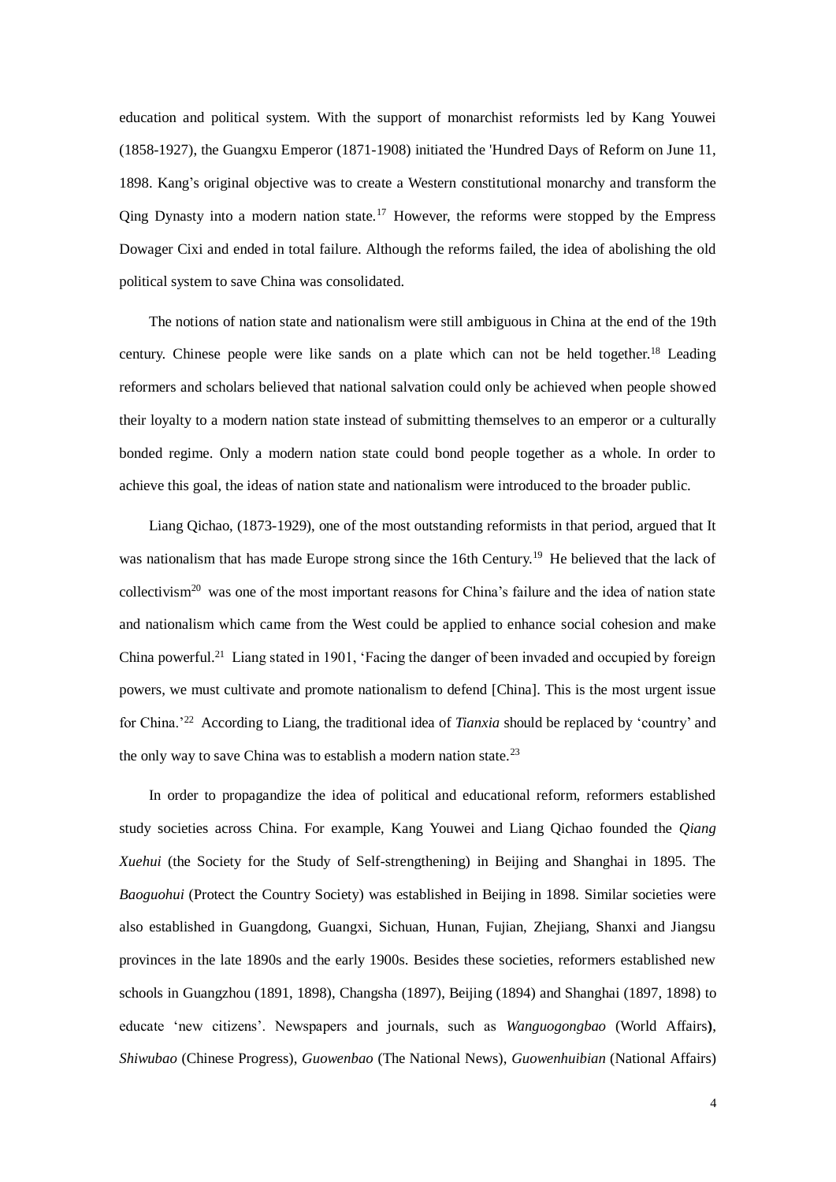education and political system. With the support of monarchist reformists led by Kang Youwei (1858-1927), the Guangxu Emperor (1871-1908) initiated the 'Hundred Days of Reform on June 11, 1898. Kang's original objective was to create a Western constitutional monarchy and transform the Qing Dynasty into a modern nation state.[17] However, the reforms were stopped by the Empress Dowager Cixi and ended in total failure. Although the reforms failed, the idea of abolishing the old political system to save China was consolidated.

The notions of nation state and nationalism were still ambiguous in China at the end of the 19th century. Chinese people were like sands on a plate which can not be held together.[18] Leading reformers and scholars believed that national salvation could only be achieved when people showed their loyalty to a modern nation state instead of submitting themselves to an emperor or a culturally bonded regime. Only a modern nation state could bond people together as a whole. In order to achieve this goal, the ideas of nation state and nationalism were introduced to the broader public.

Liang Qichao, (1873-1929), one of the most outstanding reformists in that period, argued that It was nationalism that has made Europe strong since the 16th Century.[19] He believed that the lack of collectivism[20] was one of the most important reasons for China's failure and the idea of nation state and nationalism which came from the West could be applied to enhance social cohesion and make China powerful.[21] Liang stated in 1901, 'Facing the danger of been invaded and occupied by foreign powers, we must cultivate and promote nationalism to defend [China]. This is the most urgent issue for China.'[22] According to Liang, the traditional idea of *Tianxia* should be replaced by 'country' and the only way to save China was to establish a modern nation state.[23]

In order to propagandize the idea of political and educational reform, reformers established study societies across China. For example, Kang Youwei and Liang Qichao founded the *Qiang Xuehui* (the Society for the Study of Self-strengthening) in Beijing and Shanghai in 1895. The *Baoguohui* (Protect the Country Society) was established in Beijing in 1898. Similar societies were also established in Guangdong, Guangxi, Sichuan, Hunan, Fujian, Zhejiang, Shanxi and Jiangsu provinces in the late 1890s and the early 1900s. Besides these societies, reformers established new schools in Guangzhou (1891, 1898), Changsha (1897), Beijing (1894) and Shanghai (1897, 1898) to educate 'new citizens'. Newspapers and journals, such as *Wanguogongbao* (World Affairs**)**, *Shiwubao* (Chinese Progress), *Guowenbao* (The National News), *Guowenhuibian* (National Affairs)